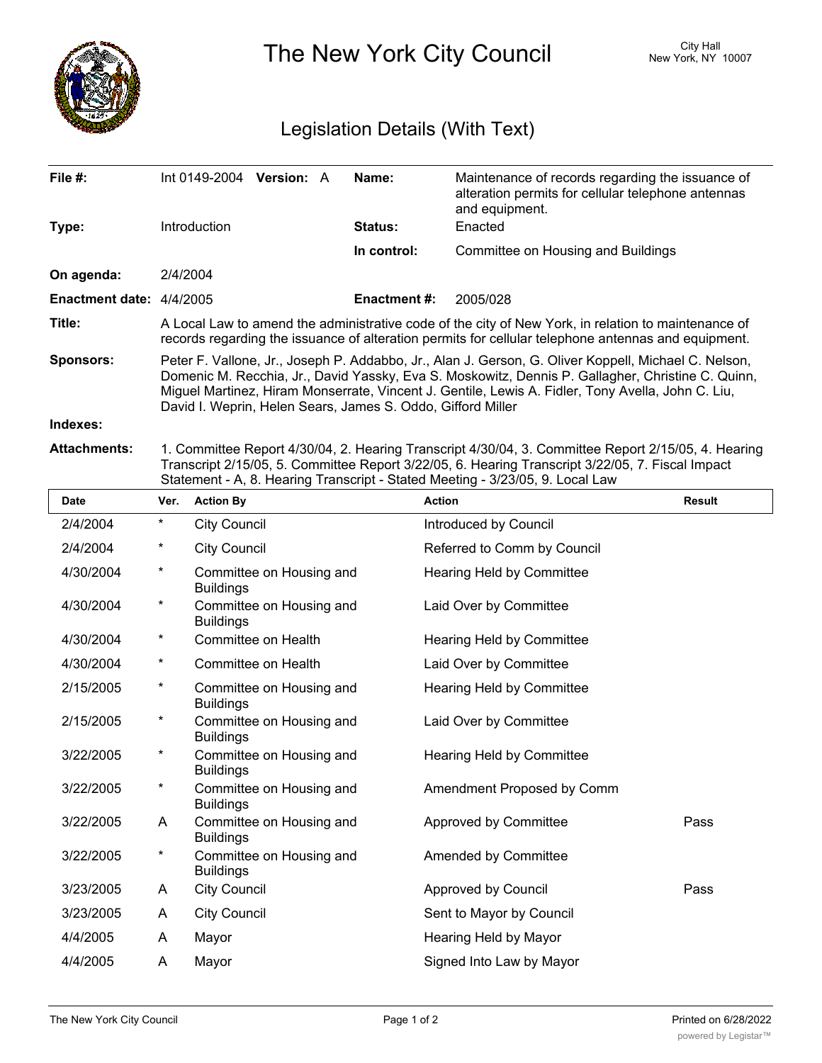# The New York City Council

City Hall
New York, NY 10007

## Legislation Details (With Text)

| | | | |
|---|---|---|---|
| **File #:** | Int 0149-2004 **Version:** A | **Name:** | Maintenance of records regarding the issuance of alteration permits for cellular telephone antennas and equipment. |
| **Type:** | Introduction | **Status:** | Enacted |
| | | **In control:** | Committee on Housing and Buildings |
| **On agenda:** | 2/4/2004 | | |
| **Enactment date:** | 4/4/2005 | **Enactment #:** | 2005/028 |

**Title:** A Local Law to amend the administrative code of the city of New York, in relation to maintenance of records regarding the issuance of alteration permits for cellular telephone antennas and equipment.

**Sponsors:** Peter F. Vallone, Jr., Joseph P. Addabbo, Jr., Alan J. Gerson, G. Oliver Koppell, Michael C. Nelson, Domenic M. Recchia, Jr., David Yassky, Eva S. Moskowitz, Dennis P. Gallagher, Christine C. Quinn, Miguel Martinez, Hiram Monserrate, Vincent J. Gentile, Lewis A. Fidler, Tony Avella, John C. Liu, David I. Weprin, Helen Sears, James S. Oddo, Gifford Miller

**Indexes:**

**Attachments:** 1. Committee Report 4/30/04, 2. Hearing Transcript 4/30/04, 3. Committee Report 2/15/05, 4. Hearing Transcript 2/15/05, 5. Committee Report 3/22/05, 6. Hearing Transcript 3/22/05, 7. Fiscal Impact Statement - A, 8. Hearing Transcript - Stated Meeting - 3/23/05, 9. Local Law

| Date | Ver. | Action By | Action | Result |
|---|---|---|---|---|
| 2/4/2004 | * | City Council | Introduced by Council | |
| 2/4/2004 | * | City Council | Referred to Comm by Council | |
| 4/30/2004 | * | Committee on Housing and Buildings | Hearing Held by Committee | |
| 4/30/2004 | * | Committee on Housing and Buildings | Laid Over by Committee | |
| 4/30/2004 | * | Committee on Health | Hearing Held by Committee | |
| 4/30/2004 | * | Committee on Health | Laid Over by Committee | |
| 2/15/2005 | * | Committee on Housing and Buildings | Hearing Held by Committee | |
| 2/15/2005 | * | Committee on Housing and Buildings | Laid Over by Committee | |
| 3/22/2005 | * | Committee on Housing and Buildings | Hearing Held by Committee | |
| 3/22/2005 | * | Committee on Housing and Buildings | Amendment Proposed by Comm | |
| 3/22/2005 | A | Committee on Housing and Buildings | Approved by Committee | Pass |
| 3/22/2005 | * | Committee on Housing and Buildings | Amended by Committee | |
| 3/23/2005 | A | City Council | Approved by Council | Pass |
| 3/23/2005 | A | City Council | Sent to Mayor by Council | |
| 4/4/2005 | A | Mayor | Hearing Held by Mayor | |
| 4/4/2005 | A | Mayor | Signed Into Law by Mayor | |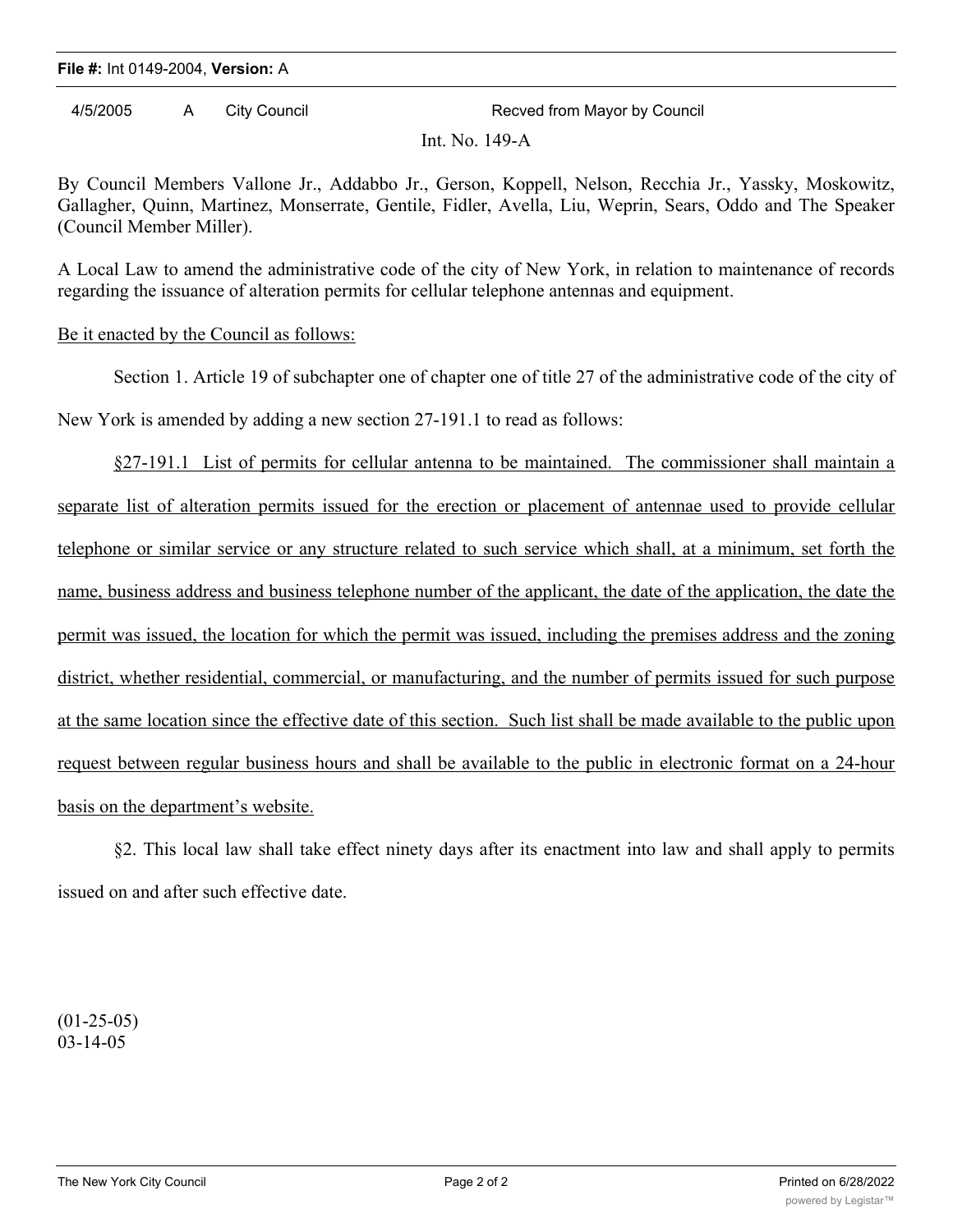**File #:** Int 0149-2004, **Version:** A

| | | | |
|---|---|---|---|
| 4/5/2005 | A | City Council | Recved from Mayor by Council |

Int. No. 149-A

By Council Members Vallone Jr., Addabbo Jr., Gerson, Koppell, Nelson, Recchia Jr., Yassky, Moskowitz, Gallagher, Quinn, Martinez, Monserrate, Gentile, Fidler, Avella, Liu, Weprin, Sears, Oddo and The Speaker (Council Member Miller).

A Local Law to amend the administrative code of the city of New York, in relation to maintenance of records regarding the issuance of alteration permits for cellular telephone antennas and equipment.

<u>Be it enacted by the Council as follows:</u>

Section 1. Article 19 of subchapter one of chapter one of title 27 of the administrative code of the city of New York is amended by adding a new section 27-191.1 to read as follows:

<u>§27-191.1 List of permits for cellular antenna to be maintained. The commissioner shall maintain a separate list of alteration permits issued for the erection or placement of antennae used to provide cellular telephone or similar service or any structure related to such service which shall, at a minimum, set forth the name, business address and business telephone number of the applicant, the date of the application, the date the permit was issued, the location for which the permit was issued, including the premises address and the zoning district, whether residential, commercial, or manufacturing, and the number of permits issued for such purpose at the same location since the effective date of this section. Such list shall be made available to the public upon request between regular business hours and shall be available to the public in electronic format on a 24-hour basis on the department's website.</u>

§2. This local law shall take effect ninety days after its enactment into law and shall apply to permits issued on and after such effective date.

(01-25-05)
03-14-05